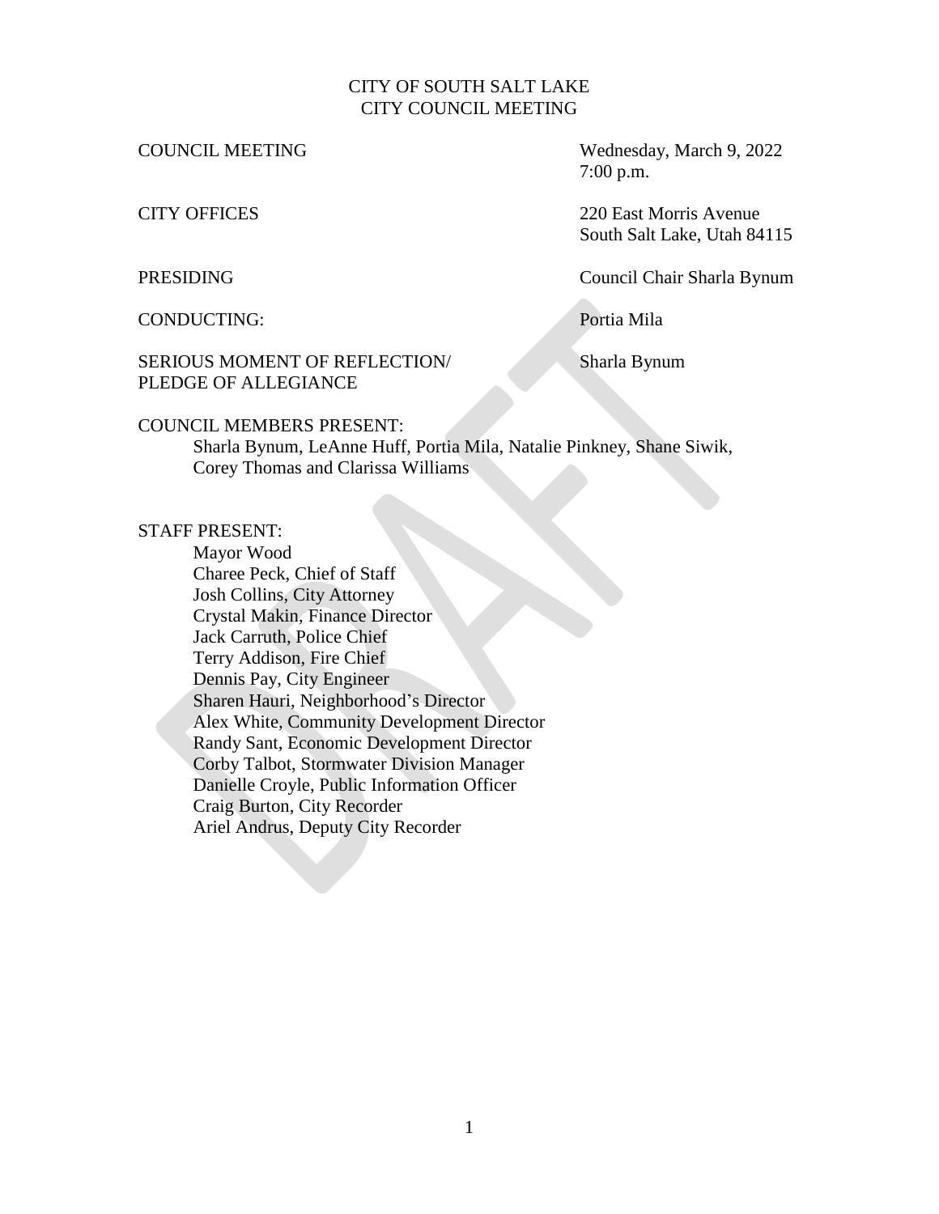CITY OF SOUTH SALT LAKE
CITY COUNCIL MEETING

COUNCIL MEETING — Wednesday, March 9, 2022, 7:00 p.m.

CITY OFFICES — 220 East Morris Avenue, South Salt Lake, Utah 84115

PRESIDING — Council Chair Sharla Bynum

CONDUCTING: — Portia Mila

SERIOUS MOMENT OF REFLECTION/ PLEDGE OF ALLEGIANCE — Sharla Bynum

COUNCIL MEMBERS PRESENT:
Sharla Bynum, LeAnne Huff, Portia Mila, Natalie Pinkney, Shane Siwik, Corey Thomas and Clarissa Williams

STAFF PRESENT:
Mayor Wood
Charee Peck, Chief of Staff
Josh Collins, City Attorney
Crystal Makin, Finance Director
Jack Carruth, Police Chief
Terry Addison, Fire Chief
Dennis Pay, City Engineer
Sharen Hauri, Neighborhood's Director
Alex White, Community Development Director
Randy Sant, Economic Development Director
Corby Talbot, Stormwater Division Manager
Danielle Croyle, Public Information Officer
Craig Burton, City Recorder
Ariel Andrus, Deputy City Recorder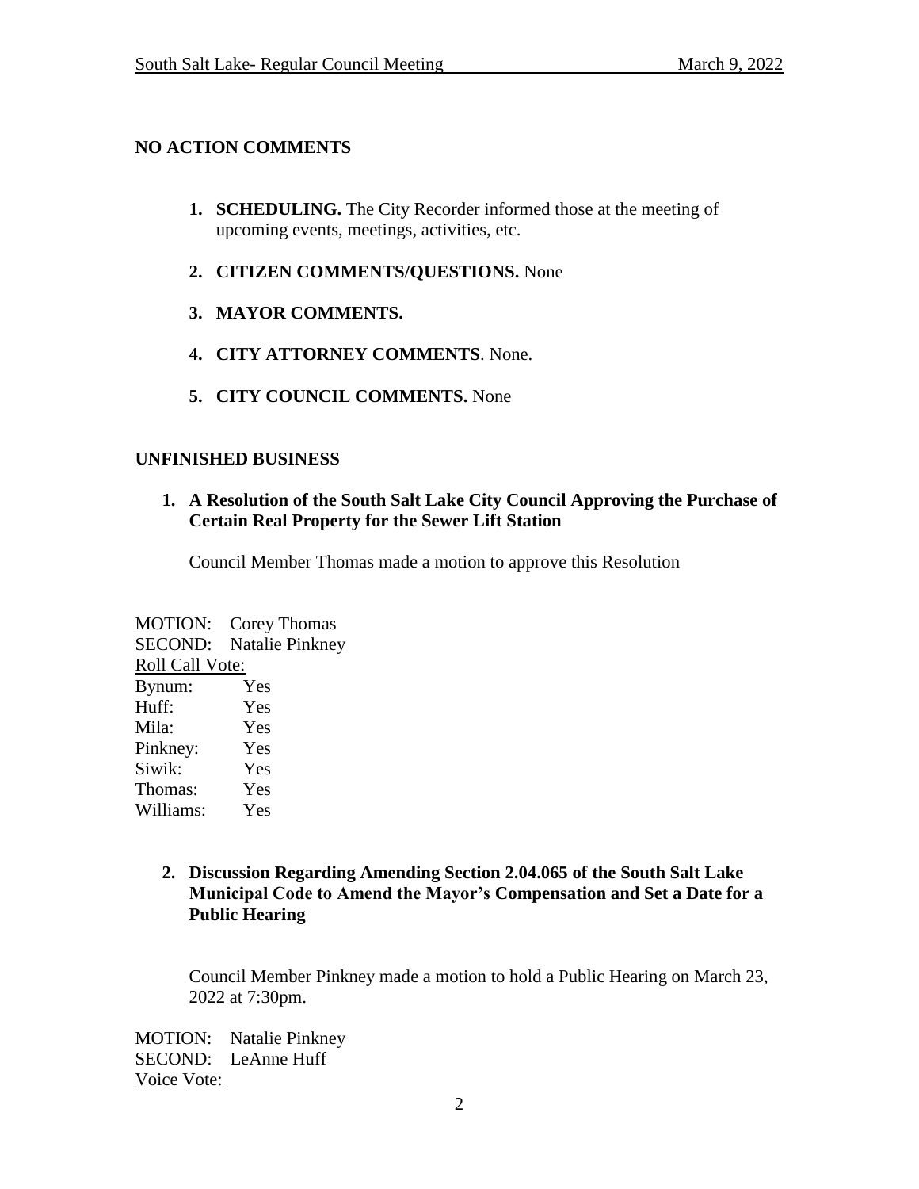## NO ACTION COMMENTS

1. **SCHEDULING.** The City Recorder informed those at the meeting of upcoming events, meetings, activities, etc.

2. **CITIZEN COMMENTS/QUESTIONS.** None

3. **MAYOR COMMENTS.**

4. **CITY ATTORNEY COMMENTS**. None.

5. **CITY COUNCIL COMMENTS.** None

## UNFINISHED BUSINESS

1. **A Resolution of the South Salt Lake City Council Approving the Purchase of Certain Real Property for the Sewer Lift Station**

   Council Member Thomas made a motion to approve this Resolution

MOTION: Corey Thomas
SECOND: Natalie Pinkney
Roll Call Vote:
Bynum: Yes
Huff: Yes
Mila: Yes
Pinkney: Yes
Siwik: Yes
Thomas: Yes
Williams: Yes

2. **Discussion Regarding Amending Section 2.04.065 of the South Salt Lake Municipal Code to Amend the Mayor's Compensation and Set a Date for a Public Hearing**

   Council Member Pinkney made a motion to hold a Public Hearing on March 23, 2022 at 7:30pm.

MOTION: Natalie Pinkney
SECOND: LeAnne Huff
Voice Vote: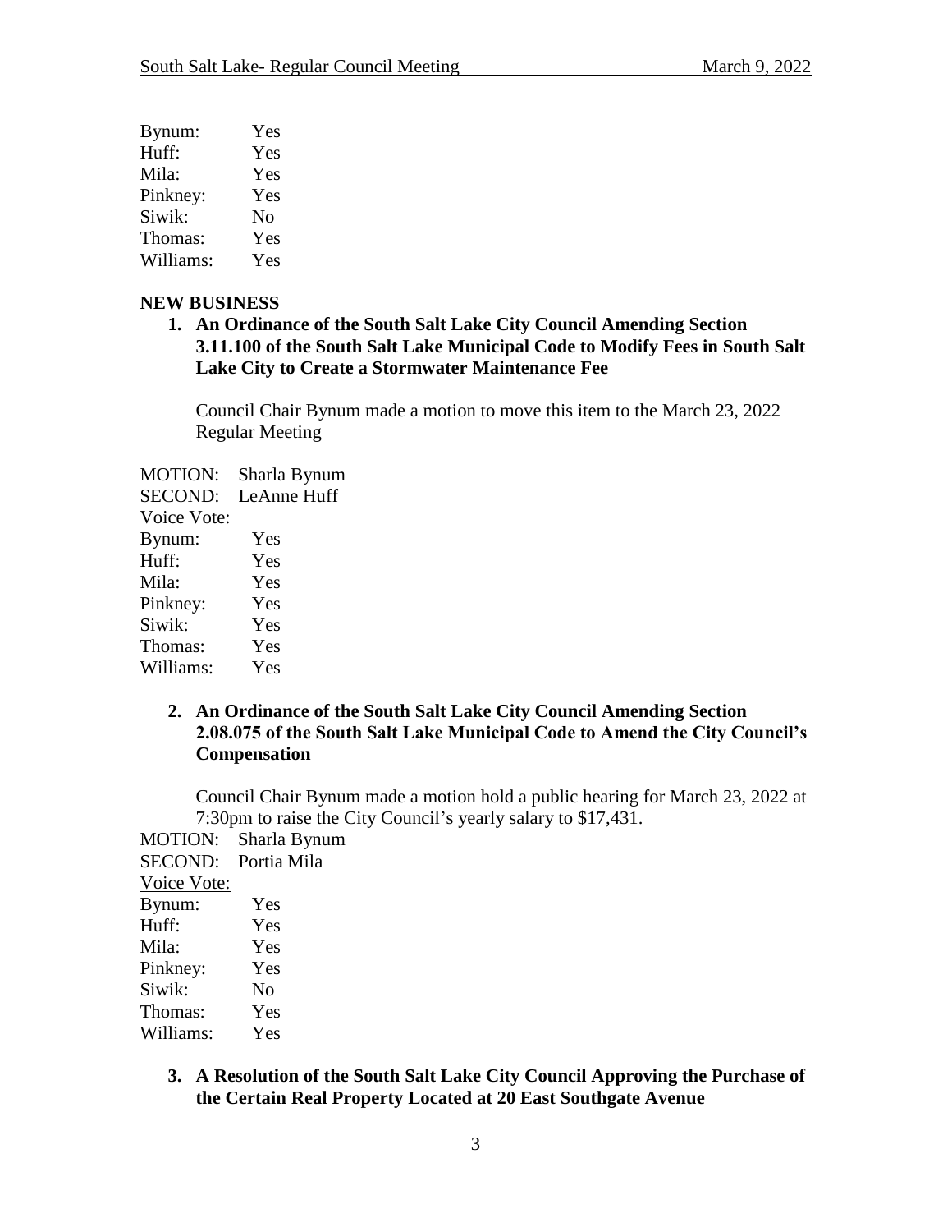Bynum: Yes
Huff: Yes
Mila: Yes
Pinkney: Yes
Siwik: No
Thomas: Yes
Williams: Yes

## NEW BUSINESS

1. **An Ordinance of the South Salt Lake City Council Amending Section 3.11.100 of the South Salt Lake Municipal Code to Modify Fees in South Salt Lake City to Create a Stormwater Maintenance Fee**

   Council Chair Bynum made a motion to move this item to the March 23, 2022 Regular Meeting

MOTION: Sharla Bynum
SECOND: LeAnne Huff
Voice Vote:
Bynum: Yes
Huff: Yes
Mila: Yes
Pinkney: Yes
Siwik: Yes
Thomas: Yes
Williams: Yes

2. **An Ordinance of the South Salt Lake City Council Amending Section 2.08.075 of the South Salt Lake Municipal Code to Amend the City Council's Compensation**

   Council Chair Bynum made a motion hold a public hearing for March 23, 2022 at 7:30pm to raise the City Council's yearly salary to $17,431.

MOTION: Sharla Bynum
SECOND: Portia Mila
Voice Vote:
Bynum: Yes
Huff: Yes
Mila: Yes
Pinkney: Yes
Siwik: No
Thomas: Yes
Williams: Yes

3. **A Resolution of the South Salt Lake City Council Approving the Purchase of the Certain Real Property Located at 20 East Southgate Avenue**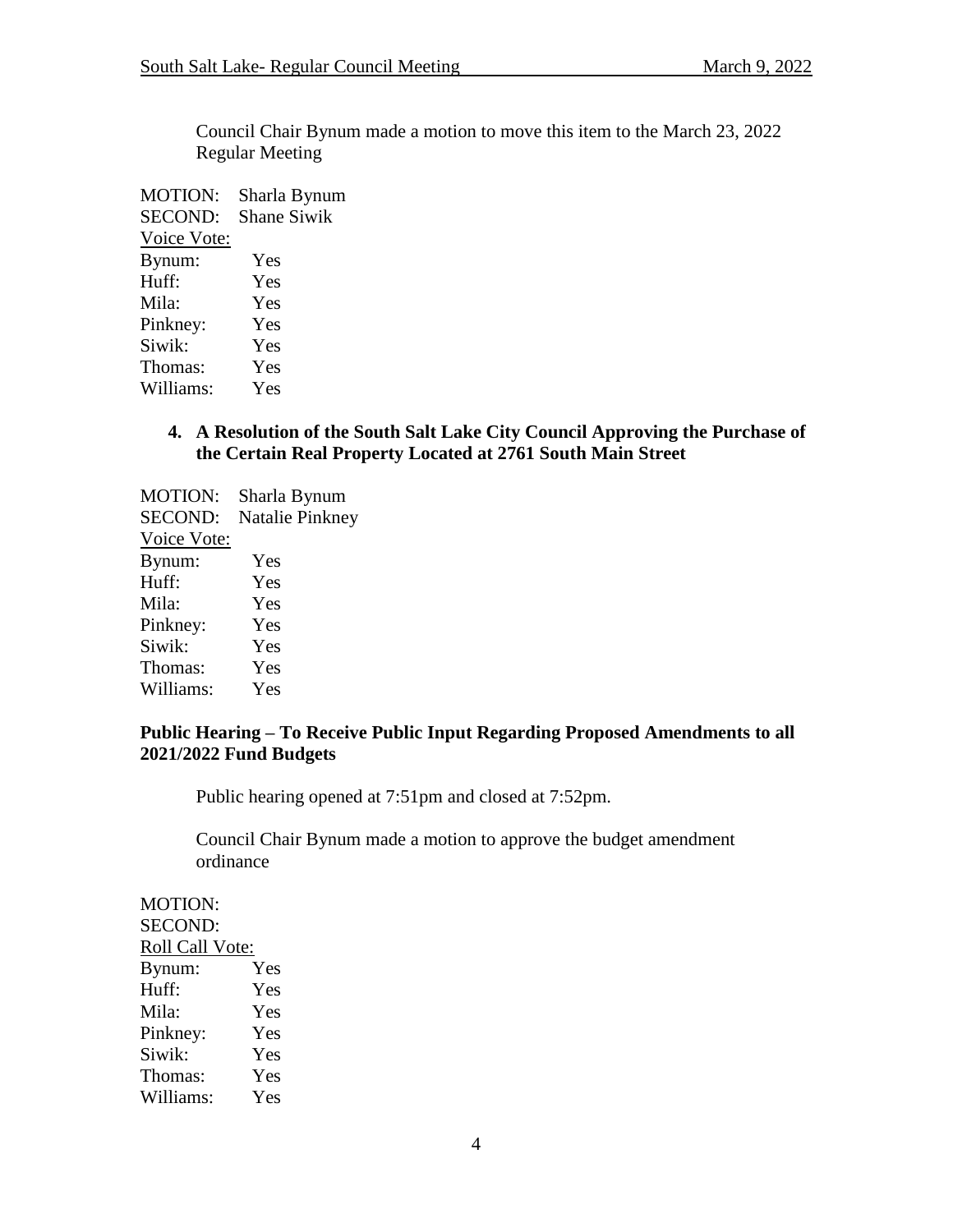Council Chair Bynum made a motion to move this item to the March 23, 2022 Regular Meeting

MOTION: Sharla Bynum
SECOND: Shane Siwik
Voice Vote:
Bynum: Yes
Huff: Yes
Mila: Yes
Pinkney: Yes
Siwik: Yes
Thomas: Yes
Williams: Yes

**4. A Resolution of the South Salt Lake City Council Approving the Purchase of the Certain Real Property Located at 2761 South Main Street**

MOTION: Sharla Bynum
SECOND: Natalie Pinkney
Voice Vote:
Bynum: Yes
Huff: Yes
Mila: Yes
Pinkney: Yes
Siwik: Yes
Thomas: Yes
Williams: Yes

**Public Hearing – To Receive Public Input Regarding Proposed Amendments to all 2021/2022 Fund Budgets**

Public hearing opened at 7:51pm and closed at 7:52pm.

Council Chair Bynum made a motion to approve the budget amendment ordinance

MOTION:
SECOND:
Roll Call Vote:
Bynum: Yes
Huff: Yes
Mila: Yes
Pinkney: Yes
Siwik: Yes
Thomas: Yes
Williams: Yes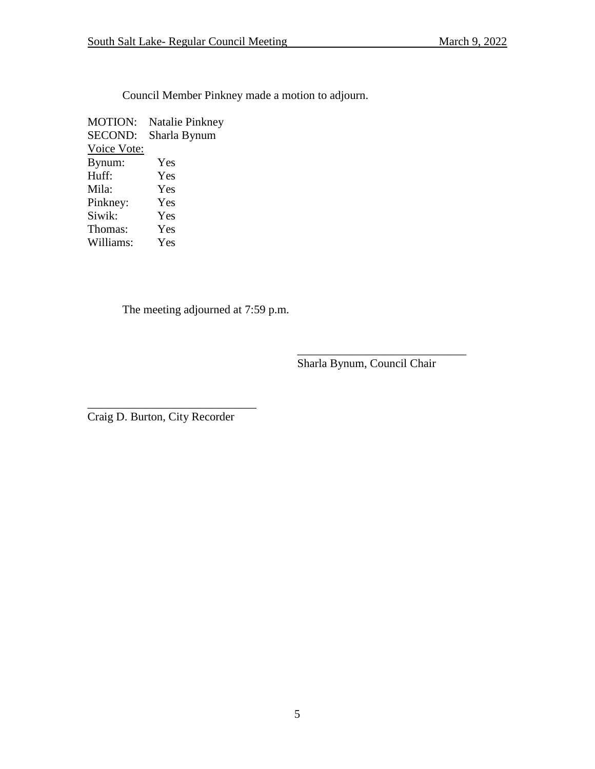Council Member Pinkney made a motion to adjourn.

MOTION: Natalie Pinkney
SECOND: Sharla Bynum
Voice Vote:

| | |
|---|---|
| Bynum: | Yes |
| Huff: | Yes |
| Mila: | Yes |
| Pinkney: | Yes |
| Siwik: | Yes |
| Thomas: | Yes |
| Williams: | Yes |

The meeting adjourned at 7:59 p.m.

\_\_\_\_\_\_\_\_\_\_\_\_\_\_\_\_\_\_\_\_\_\_\_\_\_\_\_\_\_\_
Sharla Bynum, Council Chair

\_\_\_\_\_\_\_\_\_\_\_\_\_\_\_\_\_\_\_\_\_\_\_\_\_\_\_\_\_\_
Craig D. Burton, City Recorder